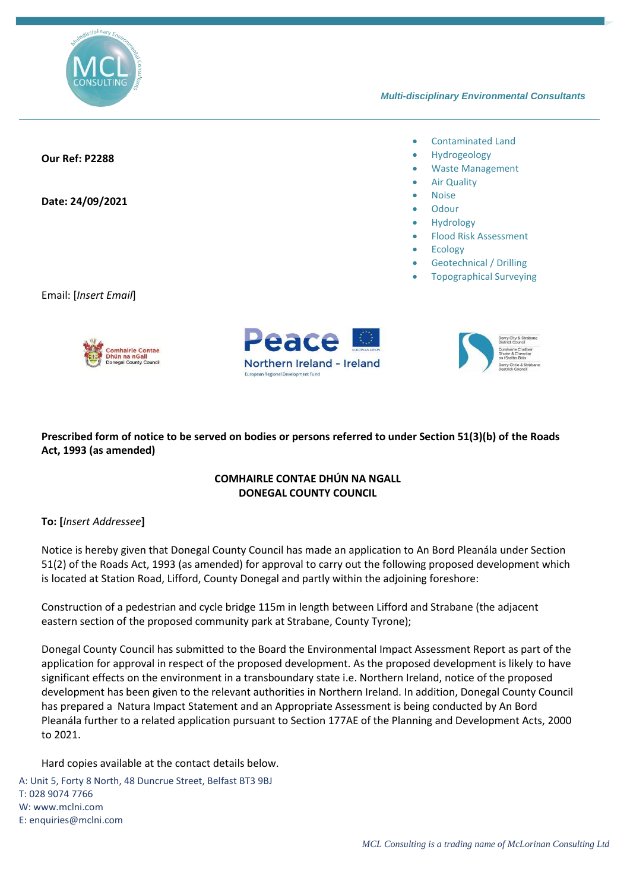Multi-disciplinary Environmental Consultants

**Our Ref: P2288**

**Date: 24/09/2021**

- Contaminated Land
- Hydrogeology
- Waste Management
- Air Quality
- Noise
- Odour
- Hydrology
- Flood Risk Assessment
- Ecology
- Geotechnical / Drilling
- Topographical Surveying

Email: [*Insert Email*]

**Prescribed form of notice to be served on bodies or persons referred to under Section 51(3)(b) of the Roads Act, 1993 (as amended)**

**COMHAIRLE CONTAE DHÚN NA NGALL**
**DONEGAL COUNTY COUNCIL**

**To: [*Insert Addressee*]**

Notice is hereby given that Donegal County Council has made an application to An Bord Pleanála under Section 51(2) of the Roads Act, 1993 (as amended) for approval to carry out the following proposed development which is located at Station Road, Lifford, County Donegal and partly within the adjoining foreshore:

Construction of a pedestrian and cycle bridge 115m in length between Lifford and Strabane (the adjacent eastern section of the proposed community park at Strabane, County Tyrone);

Donegal County Council has submitted to the Board the Environmental Impact Assessment Report as part of the application for approval in respect of the proposed development. As the proposed development is likely to have significant effects on the environment in a transboundary state i.e. Northern Ireland, notice of the proposed development has been given to the relevant authorities in Northern Ireland. In addition, Donegal County Council has prepared a Natura Impact Statement and an Appropriate Assessment is being conducted by An Bord Pleanála further to a related application pursuant to Section 177AE of the Planning and Development Acts, 2000 to 2021.

Hard copies available at the contact details below.

A: Unit 5, Forty 8 North, 48 Duncrue Street, Belfast BT3 9BJ
T: 028 9074 7766
W: www.mclni.com
E: enquiries@mclni.com

*MCL Consulting is a trading name of McLorinan Consulting Ltd*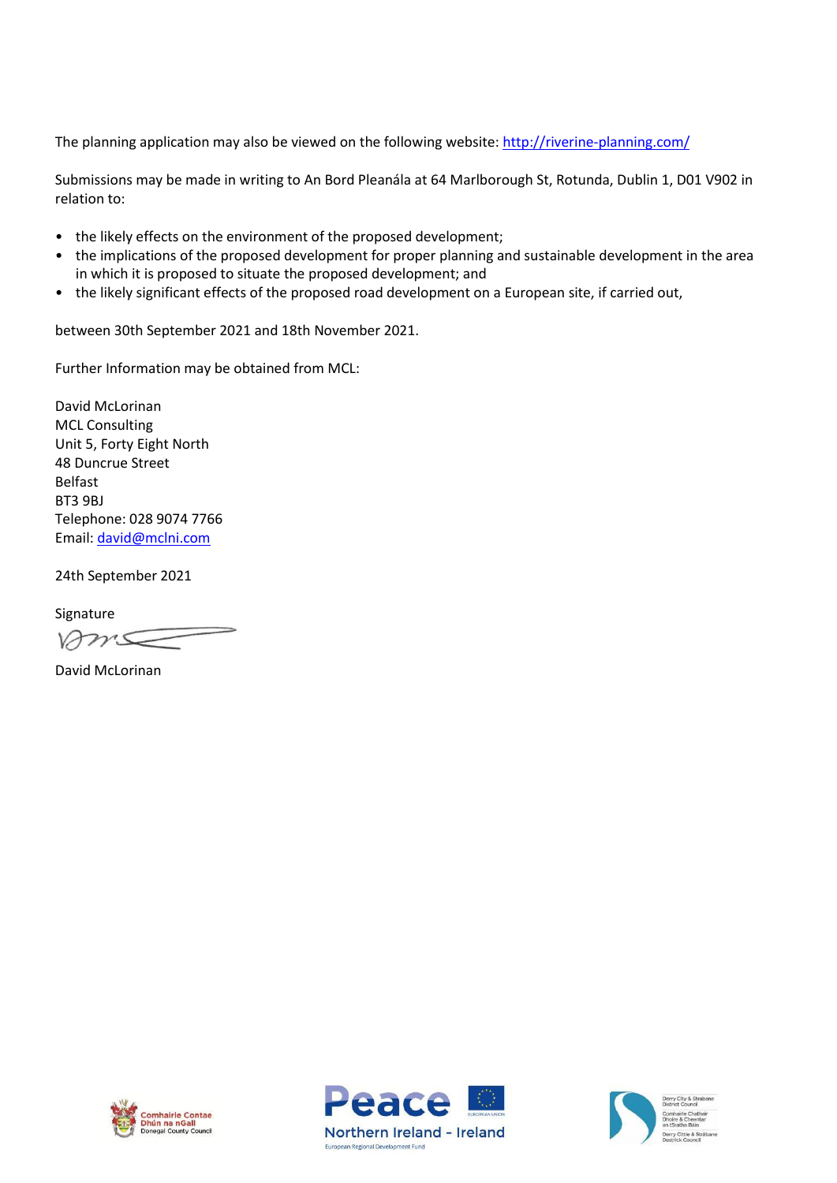The planning application may also be viewed on the following website: http://riverine-planning.com/

Submissions may be made in writing to An Bord Pleanála at 64 Marlborough St, Rotunda, Dublin 1, D01 V902 in relation to:

- the likely effects on the environment of the proposed development;
- the implications of the proposed development for proper planning and sustainable development in the area in which it is proposed to situate the proposed development; and
- the likely significant effects of the proposed road development on a European site, if carried out,

between 30th September 2021 and 18th November 2021.

Further Information may be obtained from MCL:

David McLorinan
MCL Consulting
Unit 5, Forty Eight North
48 Duncrue Street
Belfast
BT3 9BJ
Telephone: 028 9074 7766
Email: david@mclni.com

24th September 2021

Signature

David McLorinan

Comhairle Contae Dhún na nGall
Donegal County Council

Peace
Northern Ireland - Ireland
European Regional Development Fund
EUROPEAN UNION

Derry City & Strabane District Council
Comhairle Chathair Dhoire & Cheantar an tSratha Báin
Derry Citie & Stràbane Destrick Cooncil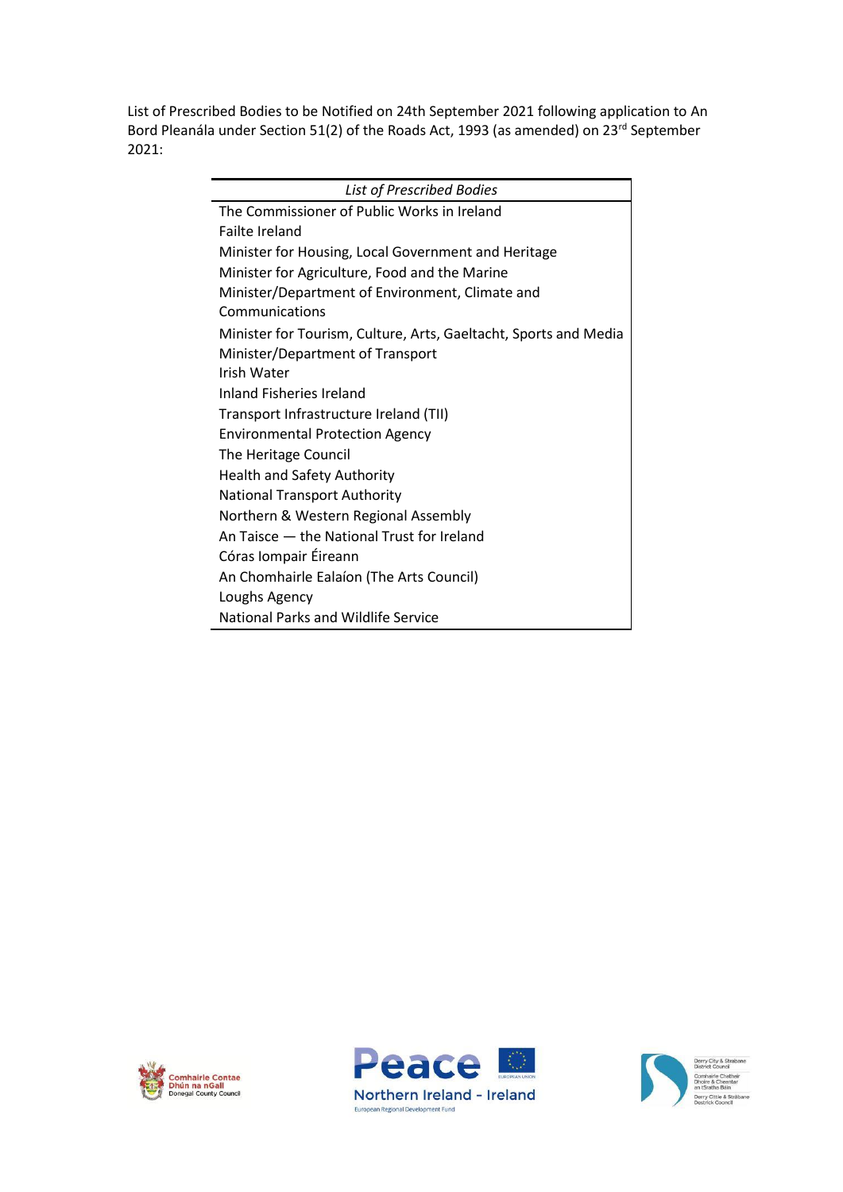List of Prescribed Bodies to be Notified on 24th September 2021 following application to An Bord Pleanála under Section 51(2) of the Roads Act, 1993 (as amended) on 23rd September 2021:

| *List of Prescribed Bodies* |
| --- |
| The Commissioner of Public Works in Ireland |
| Failte Ireland |
| Minister for Housing, Local Government and Heritage |
| Minister for Agriculture, Food and the Marine |
| Minister/Department of Environment, Climate and Communications |
| Minister for Tourism, Culture, Arts, Gaeltacht, Sports and Media |
| Minister/Department of Transport |
| Irish Water |
| Inland Fisheries Ireland |
| Transport Infrastructure Ireland (TII) |
| Environmental Protection Agency |
| The Heritage Council |
| Health and Safety Authority |
| National Transport Authority |
| Northern & Western Regional Assembly |
| An Taisce — the National Trust for Ireland |
| Córas Iompair Éireann |
| An Chomhairle Ealaíon (The Arts Council) |
| Loughs Agency |
| National Parks and Wildlife Service |

Comhairle Contae Dhún na nGall
Donegal County Council

Peace
Northern Ireland - Ireland
European Regional Development Fund
EUROPEAN UNION

Derry City & Strabane District Council
Comhairle Chathair Dhoire & Cheantar an tSratha Báin
Derry Citie & Strabane Destrick Cooncil